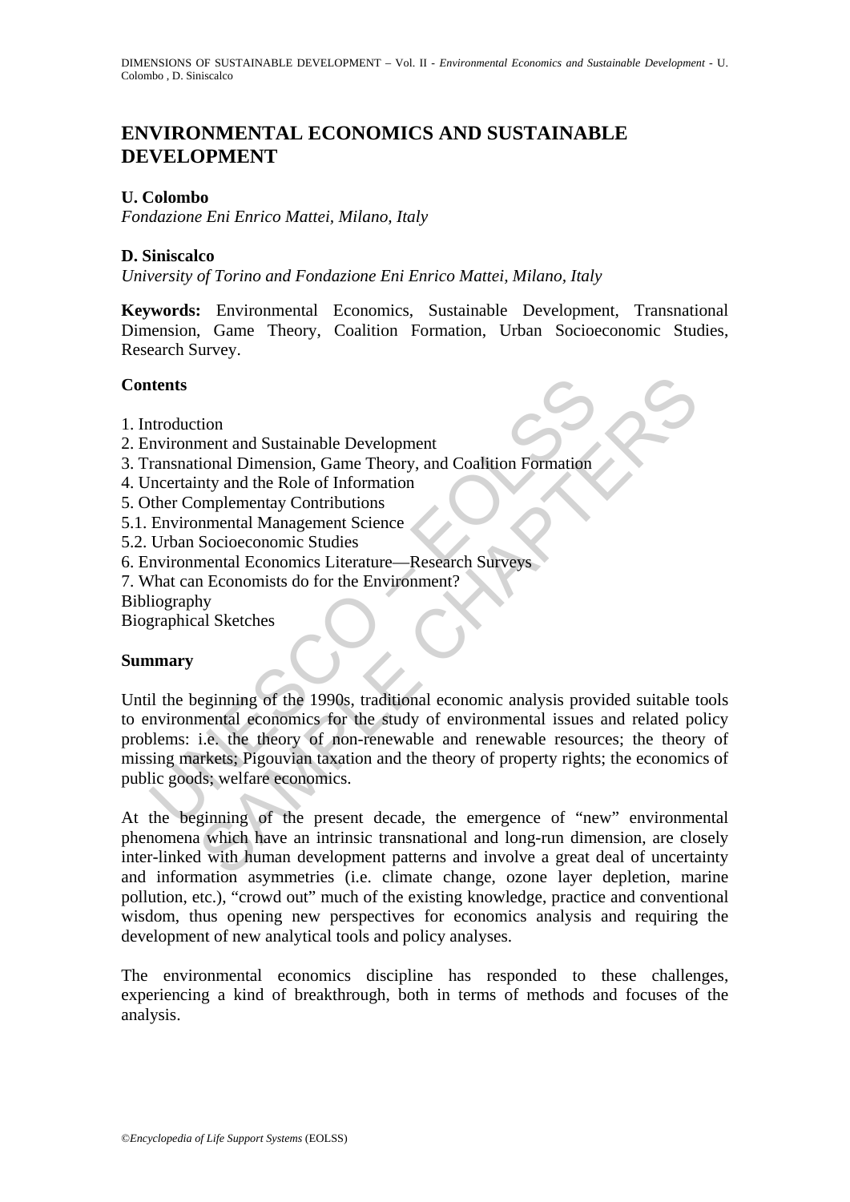# ENVIRONMENTAL ECONOMICS AND SUSTAINABLE DEVELOPMENT

**U. Colombo**

*Fondazione Eni Enrico Mattei, Milano, Italy*

**D. Siniscalco**

*University of Torino and Fondazione Eni Enrico Mattei, Milano, Italy*

**Keywords:** Environmental Economics, Sustainable Development, Transnational Dimension, Game Theory, Coalition Formation, Urban Socioeconomic Studies, Research Survey.

## Contents

1. Introduction
2. Environment and Sustainable Development
3. Transnational Dimension, Game Theory, and Coalition Formation
4. Uncertainty and the Role of Information
5. Other Complementay Contributions
5.1. Environmental Management Science
5.2. Urban Socioeconomic Studies
6. Environmental Economics Literature—Research Surveys
7. What can Economists do for the Environment?

Bibliography

Biographical Sketches

## Summary

Until the beginning of the 1990s, traditional economic analysis provided suitable tools to environmental economics for the study of environmental issues and related policy problems: i.e. the theory of non-renewable and renewable resources; the theory of missing markets; Pigouvian taxation and the theory of property rights; the economics of public goods; welfare economics.

At the beginning of the present decade, the emergence of "new" environmental phenomena which have an intrinsic transnational and long-run dimension, are closely inter-linked with human development patterns and involve a great deal of uncertainty and information asymmetries (i.e. climate change, ozone layer depletion, marine pollution, etc.), "crowd out" much of the existing knowledge, practice and conventional wisdom, thus opening new perspectives for economics analysis and requiring the development of new analytical tools and policy analyses.

The environmental economics discipline has responded to these challenges, experiencing a kind of breakthrough, both in terms of methods and focuses of the analysis.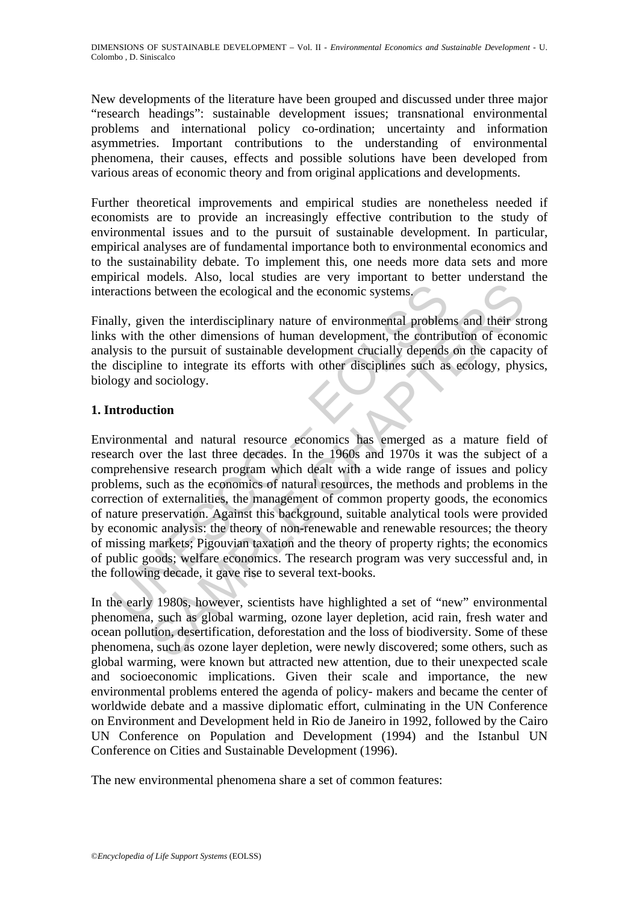New developments of the literature have been grouped and discussed under three major "research headings": sustainable development issues; transnational environmental problems and international policy co-ordination; uncertainty and information asymmetries. Important contributions to the understanding of environmental phenomena, their causes, effects and possible solutions have been developed from various areas of economic theory and from original applications and developments.

Further theoretical improvements and empirical studies are nonetheless needed if economists are to provide an increasingly effective contribution to the study of environmental issues and to the pursuit of sustainable development. In particular, empirical analyses are of fundamental importance both to environmental economics and to the sustainability debate. To implement this, one needs more data sets and more empirical models. Also, local studies are very important to better understand the interactions between the ecological and the economic systems.

Finally, given the interdisciplinary nature of environmental problems and their strong links with the other dimensions of human development, the contribution of economic analysis to the pursuit of sustainable development crucially depends on the capacity of the discipline to integrate its efforts with other disciplines such as ecology, physics, biology and sociology.

## 1. Introduction

Environmental and natural resource economics has emerged as a mature field of research over the last three decades. In the 1960s and 1970s it was the subject of a comprehensive research program which dealt with a wide range of issues and policy problems, such as the economics of natural resources, the methods and problems in the correction of externalities, the management of common property goods, the economics of nature preservation. Against this background, suitable analytical tools were provided by economic analysis: the theory of non-renewable and renewable resources; the theory of missing markets; Pigouvian taxation and the theory of property rights; the economics of public goods; welfare economics. The research program was very successful and, in the following decade, it gave rise to several text-books.

In the early 1980s, however, scientists have highlighted a set of "new" environmental phenomena, such as global warming, ozone layer depletion, acid rain, fresh water and ocean pollution, desertification, deforestation and the loss of biodiversity. Some of these phenomena, such as ozone layer depletion, were newly discovered; some others, such as global warming, were known but attracted new attention, due to their unexpected scale and socioeconomic implications. Given their scale and importance, the new environmental problems entered the agenda of policy- makers and became the center of worldwide debate and a massive diplomatic effort, culminating in the UN Conference on Environment and Development held in Rio de Janeiro in 1992, followed by the Cairo UN Conference on Population and Development (1994) and the Istanbul UN Conference on Cities and Sustainable Development (1996).

The new environmental phenomena share a set of common features: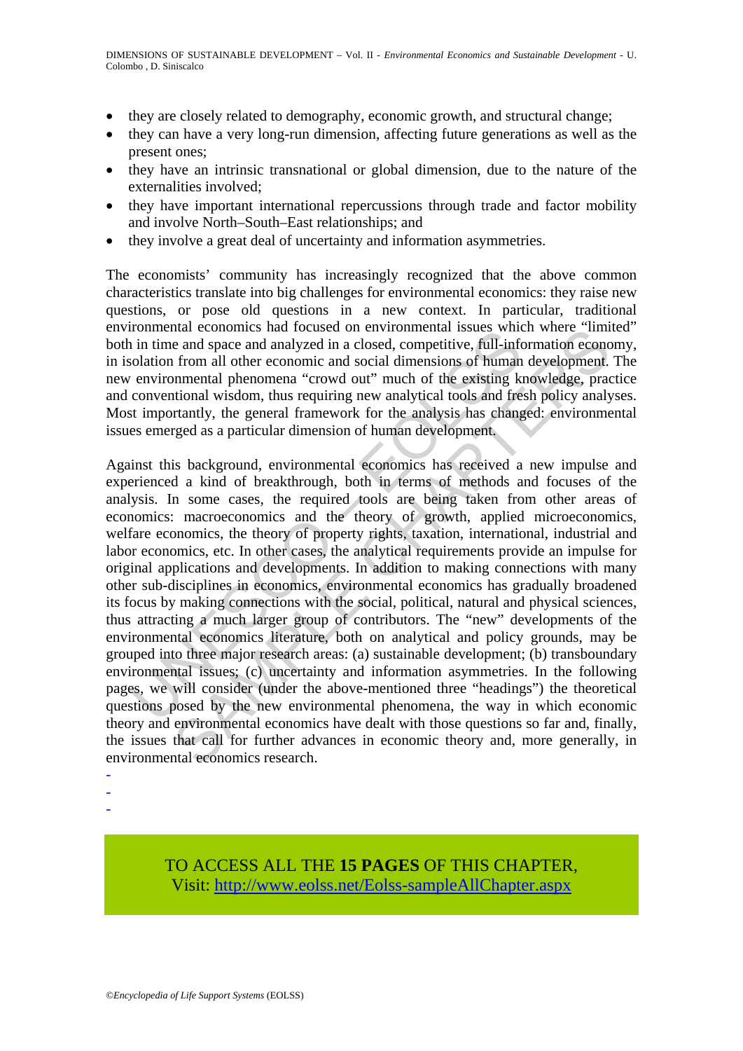- they are closely related to demography, economic growth, and structural change;
- they can have a very long-run dimension, affecting future generations as well as the present ones;
- they have an intrinsic transnational or global dimension, due to the nature of the externalities involved;
- they have important international repercussions through trade and factor mobility and involve North–South–East relationships; and
- they involve a great deal of uncertainty and information asymmetries.

The economists' community has increasingly recognized that the above common characteristics translate into big challenges for environmental economics: they raise new questions, or pose old questions in a new context. In particular, traditional environmental economics had focused on environmental issues which where "limited" both in time and space and analyzed in a closed, competitive, full-information economy, in isolation from all other economic and social dimensions of human development. The new environmental phenomena "crowd out" much of the existing knowledge, practice and conventional wisdom, thus requiring new analytical tools and fresh policy analyses. Most importantly, the general framework for the analysis has changed: environmental issues emerged as a particular dimension of human development.

Against this background, environmental economics has received a new impulse and experienced a kind of breakthrough, both in terms of methods and focuses of the analysis. In some cases, the required tools are being taken from other areas of economics: macroeconomics and the theory of growth, applied microeconomics, welfare economics, the theory of property rights, taxation, international, industrial and labor economics, etc. In other cases, the analytical requirements provide an impulse for original applications and developments. In addition to making connections with many other sub-disciplines in economics, environmental economics has gradually broadened its focus by making connections with the social, political, natural and physical sciences, thus attracting a much larger group of contributors. The "new" developments of the environmental economics literature, both on analytical and policy grounds, may be grouped into three major research areas: (a) sustainable development; (b) transboundary environmental issues; (c) uncertainty and information asymmetries. In the following pages, we will consider (under the above-mentioned three "headings") the theoretical questions posed by the new environmental phenomena, the way in which economic theory and environmental economics have dealt with those questions so far and, finally, the issues that call for further advances in economic theory and, more generally, in environmental economics research.

-
-
-

TO ACCESS ALL THE **15 PAGES** OF THIS CHAPTER,
Visit: http://www.eolss.net/Eolss-sampleAllChapter.aspx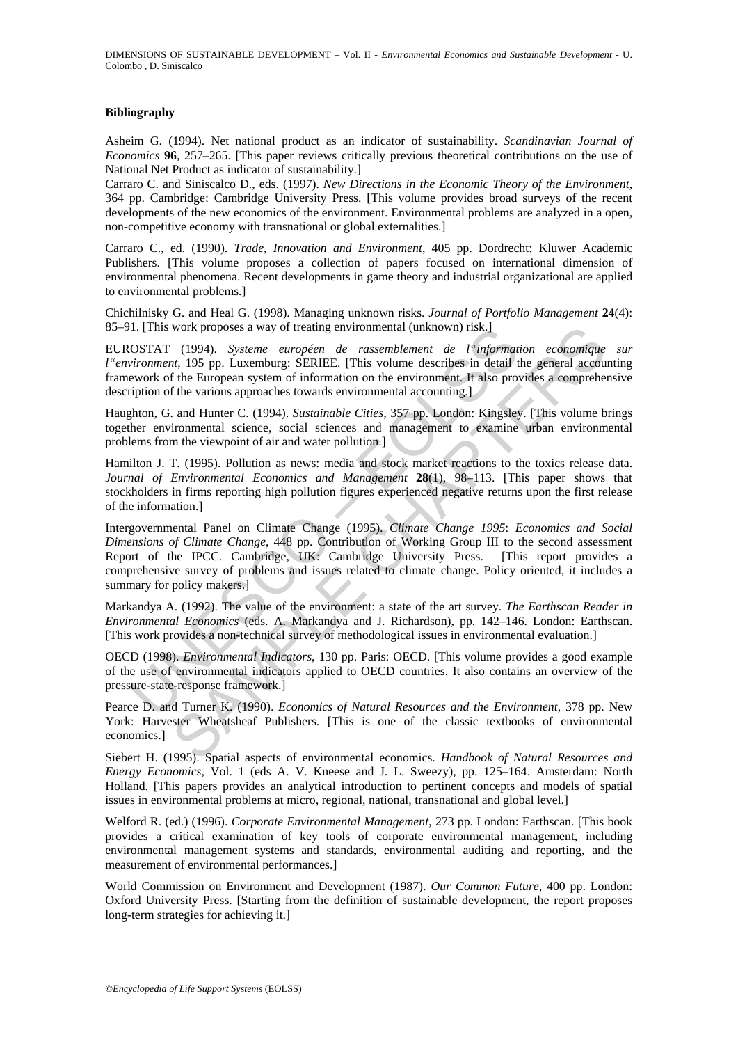**Bibliography**

Asheim G. (1994). Net national product as an indicator of sustainability. *Scandinavian Journal of Economics* **96**, 257–265. [This paper reviews critically previous theoretical contributions on the use of National Net Product as indicator of sustainability.]

Carraro C. and Siniscalco D., eds. (1997). *New Directions in the Economic Theory of the Environment*, 364 pp. Cambridge: Cambridge University Press. [This volume provides broad surveys of the recent developments of the new economics of the environment. Environmental problems are analyzed in a open, non-competitive economy with transnational or global externalities.]

Carraro C., ed. (1990). *Trade, Innovation and Environment*, 405 pp. Dordrecht: Kluwer Academic Publishers. [This volume proposes a collection of papers focused on international dimension of environmental phenomena. Recent developments in game theory and industrial organizational are applied to environmental problems.]

Chichilnisky G. and Heal G. (1998). Managing unknown risks. *Journal of Portfolio Management* **24**(4): 85–91. [This work proposes a way of treating environmental (unknown) risk.]

EUROSTAT (1994). *Systeme européen de rassemblement de l"information economique sur l"environment*, 195 pp. Luxemburg: SERIEE. [This volume describes in detail the general accounting framework of the European system of information on the environment. It also provides a comprehensive description of the various approaches towards environmental accounting.]

Haughton, G. and Hunter C. (1994). *Sustainable Cities*, 357 pp. London: Kingsley. [This volume brings together environmental science, social sciences and management to examine urban environmental problems from the viewpoint of air and water pollution.]

Hamilton J. T. (1995). Pollution as news: media and stock market reactions to the toxics release data. *Journal of Environmental Economics and Management* **28**(1), 98–113. [This paper shows that stockholders in firms reporting high pollution figures experienced negative returns upon the first release of the information.]

Intergovernmental Panel on Climate Change (1995). *Climate Change 1995*: *Economics and Social Dimensions of Climate Change*, 448 pp. Contribution of Working Group III to the second assessment Report of the IPCC. Cambridge, UK: Cambridge University Press. [This report provides a comprehensive survey of problems and issues related to climate change. Policy oriented, it includes a summary for policy makers.]

Markandya A. (1992). The value of the environment: a state of the art survey. *The Earthscan Reader in Environmental Economics* (eds. A. Markandya and J. Richardson), pp. 142–146. London: Earthscan. [This work provides a non-technical survey of methodological issues in environmental evaluation.]

OECD (1998). *Environmental Indicators*, 130 pp. Paris: OECD. [This volume provides a good example of the use of environmental indicators applied to OECD countries. It also contains an overview of the pressure-state-response framework.]

Pearce D. and Turner K. (1990). *Economics of Natural Resources and the Environment*, 378 pp. New York: Harvester Wheatsheaf Publishers. [This is one of the classic textbooks of environmental economics.]

Siebert H. (1995). Spatial aspects of environmental economics. *Handbook of Natural Resources and Energy Economics*, Vol. 1 (eds A. V. Kneese and J. L. Sweezy), pp. 125–164. Amsterdam: North Holland. [This papers provides an analytical introduction to pertinent concepts and models of spatial issues in environmental problems at micro, regional, national, transnational and global level.]

Welford R. (ed.) (1996). *Corporate Environmental Management*, 273 pp. London: Earthscan. [This book provides a critical examination of key tools of corporate environmental management, including environmental management systems and standards, environmental auditing and reporting, and the measurement of environmental performances.]

World Commission on Environment and Development (1987). *Our Common Future*, 400 pp. London: Oxford University Press. [Starting from the definition of sustainable development, the report proposes long-term strategies for achieving it.]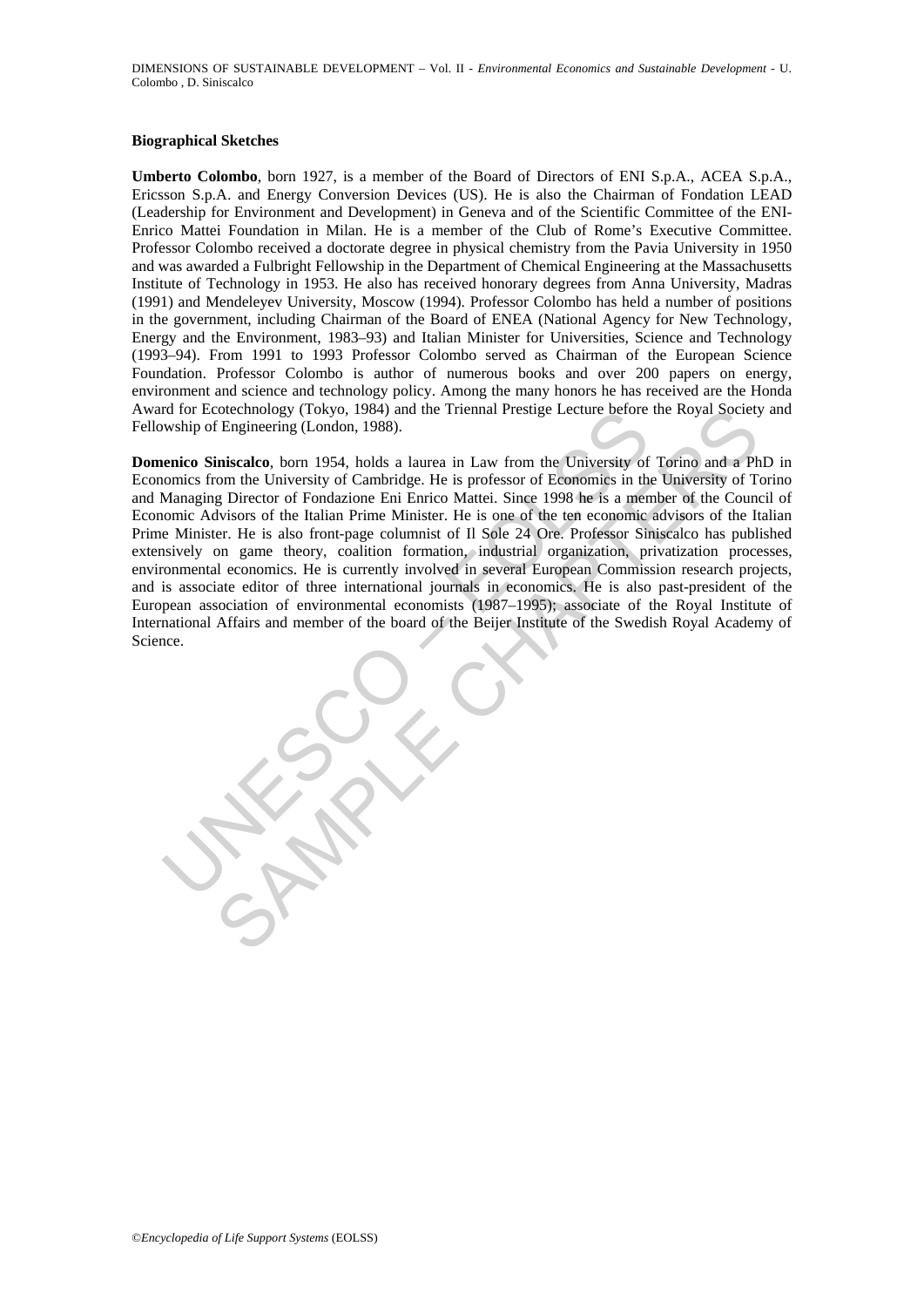### Biographical Sketches

**Umberto Colombo**, born 1927, is a member of the Board of Directors of ENI S.p.A., ACEA S.p.A., Ericsson S.p.A. and Energy Conversion Devices (US). He is also the Chairman of Fondation LEAD (Leadership for Environment and Development) in Geneva and of the Scientific Committee of the ENI-Enrico Mattei Foundation in Milan. He is a member of the Club of Rome's Executive Committee. Professor Colombo received a doctorate degree in physical chemistry from the Pavia University in 1950 and was awarded a Fulbright Fellowship in the Department of Chemical Engineering at the Massachusetts Institute of Technology in 1953. He also has received honorary degrees from Anna University, Madras (1991) and Mendeleyev University, Moscow (1994). Professor Colombo has held a number of positions in the government, including Chairman of the Board of ENEA (National Agency for New Technology, Energy and the Environment, 1983–93) and Italian Minister for Universities, Science and Technology (1993–94). From 1991 to 1993 Professor Colombo served as Chairman of the European Science Foundation. Professor Colombo is author of numerous books and over 200 papers on energy, environment and science and technology policy. Among the many honors he has received are the Honda Award for Ecotechnology (Tokyo, 1984) and the Triennal Prestige Lecture before the Royal Society and Fellowship of Engineering (London, 1988).

**Domenico Siniscalco**, born 1954, holds a laurea in Law from the University of Torino and a PhD in Economics from the University of Cambridge. He is professor of Economics in the University of Torino and Managing Director of Fondazione Eni Enrico Mattei. Since 1998 he is a member of the Council of Economic Advisors of the Italian Prime Minister. He is one of the ten economic advisors of the Italian Prime Minister. He is also front-page columnist of Il Sole 24 Ore. Professor Siniscalco has published extensively on game theory, coalition formation, industrial organization, privatization processes, environmental economics. He is currently involved in several European Commission research projects, and is associate editor of three international journals in economics. He is also past-president of the European association of environmental economists (1987–1995); associate of the Royal Institute of International Affairs and member of the board of the Beijer Institute of the Swedish Royal Academy of Science.